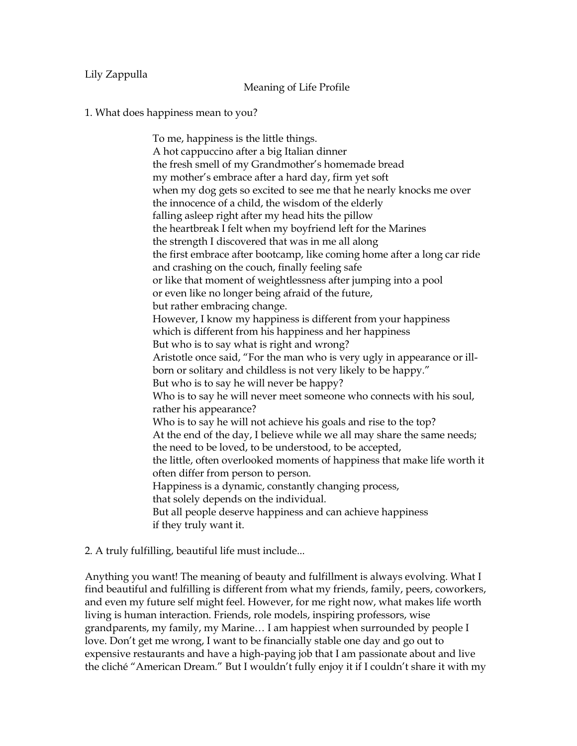Lily Zappulla

# Meaning of Life Profile

1. What does happiness mean to you?

> To me, happiness is the little things.
> A hot cappuccino after a big Italian dinner
> the fresh smell of my Grandmother's homemade bread
> my mother's embrace after a hard day, firm yet soft
> when my dog gets so excited to see me that he nearly knocks me over
> the innocence of a child, the wisdom of the elderly
> falling asleep right after my head hits the pillow
> the heartbreak I felt when my boyfriend left for the Marines
> the strength I discovered that was in me all along
> the first embrace after bootcamp, like coming home after a long car ride
> and crashing on the couch, finally feeling safe
> or like that moment of weightlessness after jumping into a pool
> or even like no longer being afraid of the future,
> but rather embracing change.
> However, I know my happiness is different from your happiness
> which is different from his happiness and her happiness
> But who is to say what is right and wrong?
> Aristotle once said, "For the man who is very ugly in appearance or ill-born or solitary and childless is not very likely to be happy."
> But who is to say he will never be happy?
> Who is to say he will never meet someone who connects with his soul,
> rather his appearance?
> Who is to say he will not achieve his goals and rise to the top?
> At the end of the day, I believe while we all may share the same needs;
> the need to be loved, to be understood, to be accepted,
> the little, often overlooked moments of happiness that make life worth it
> often differ from person to person.
> Happiness is a dynamic, constantly changing process,
> that solely depends on the individual.
> But all people deserve happiness and can achieve happiness
> if they truly want it.

2. A truly fulfilling, beautiful life must include...

Anything you want! The meaning of beauty and fulfillment is always evolving. What I find beautiful and fulfilling is different from what my friends, family, peers, coworkers, and even my future self might feel. However, for me right now, what makes life worth living is human interaction. Friends, role models, inspiring professors, wise grandparents, my family, my Marine… I am happiest when surrounded by people I love. Don't get me wrong, I want to be financially stable one day and go out to expensive restaurants and have a high-paying job that I am passionate about and live the cliché "American Dream." But I wouldn't fully enjoy it if I couldn't share it with my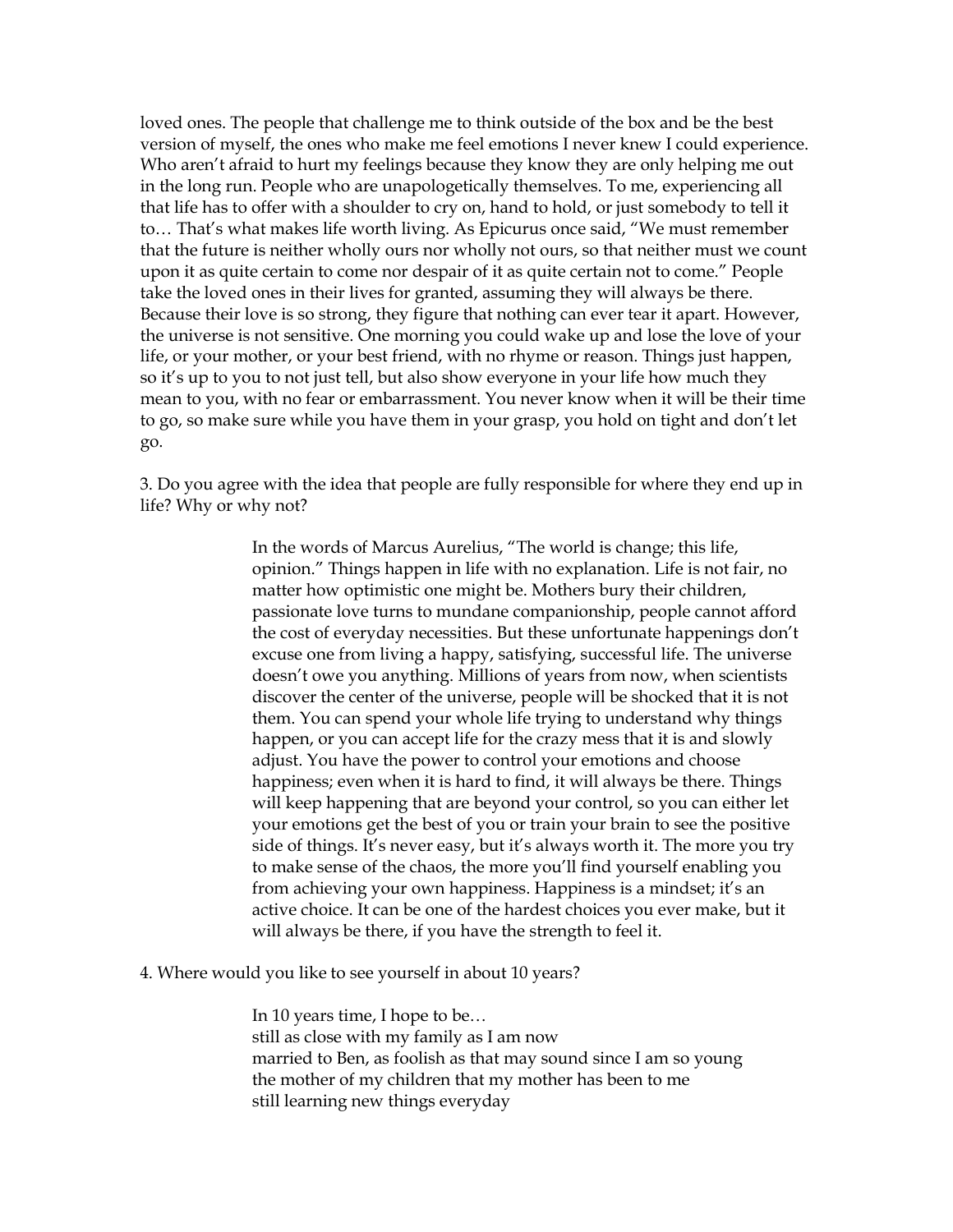loved ones. The people that challenge me to think outside of the box and be the best version of myself, the ones who make me feel emotions I never knew I could experience. Who aren't afraid to hurt my feelings because they know they are only helping me out in the long run. People who are unapologetically themselves. To me, experiencing all that life has to offer with a shoulder to cry on, hand to hold, or just somebody to tell it to… That's what makes life worth living. As Epicurus once said, "We must remember that the future is neither wholly ours nor wholly not ours, so that neither must we count upon it as quite certain to come nor despair of it as quite certain not to come." People take the loved ones in their lives for granted, assuming they will always be there. Because their love is so strong, they figure that nothing can ever tear it apart. However, the universe is not sensitive. One morning you could wake up and lose the love of your life, or your mother, or your best friend, with no rhyme or reason. Things just happen, so it's up to you to not just tell, but also show everyone in your life how much they mean to you, with no fear or embarrassment. You never know when it will be their time to go, so make sure while you have them in your grasp, you hold on tight and don't let go.

3. Do you agree with the idea that people are fully responsible for where they end up in life? Why or why not?

> In the words of Marcus Aurelius, "The world is change; this life, opinion." Things happen in life with no explanation. Life is not fair, no matter how optimistic one might be. Mothers bury their children, passionate love turns to mundane companionship, people cannot afford the cost of everyday necessities. But these unfortunate happenings don't excuse one from living a happy, satisfying, successful life. The universe doesn't owe you anything. Millions of years from now, when scientists discover the center of the universe, people will be shocked that it is not them. You can spend your whole life trying to understand why things happen, or you can accept life for the crazy mess that it is and slowly adjust. You have the power to control your emotions and choose happiness; even when it is hard to find, it will always be there. Things will keep happening that are beyond your control, so you can either let your emotions get the best of you or train your brain to see the positive side of things. It's never easy, but it's always worth it. The more you try to make sense of the chaos, the more you'll find yourself enabling you from achieving your own happiness. Happiness is a mindset; it's an active choice. It can be one of the hardest choices you ever make, but it will always be there, if you have the strength to feel it.

4. Where would you like to see yourself in about 10 years?

> In 10 years time, I hope to be…
> still as close with my family as I am now
> married to Ben, as foolish as that may sound since I am so young
> the mother of my children that my mother has been to me
> still learning new things everyday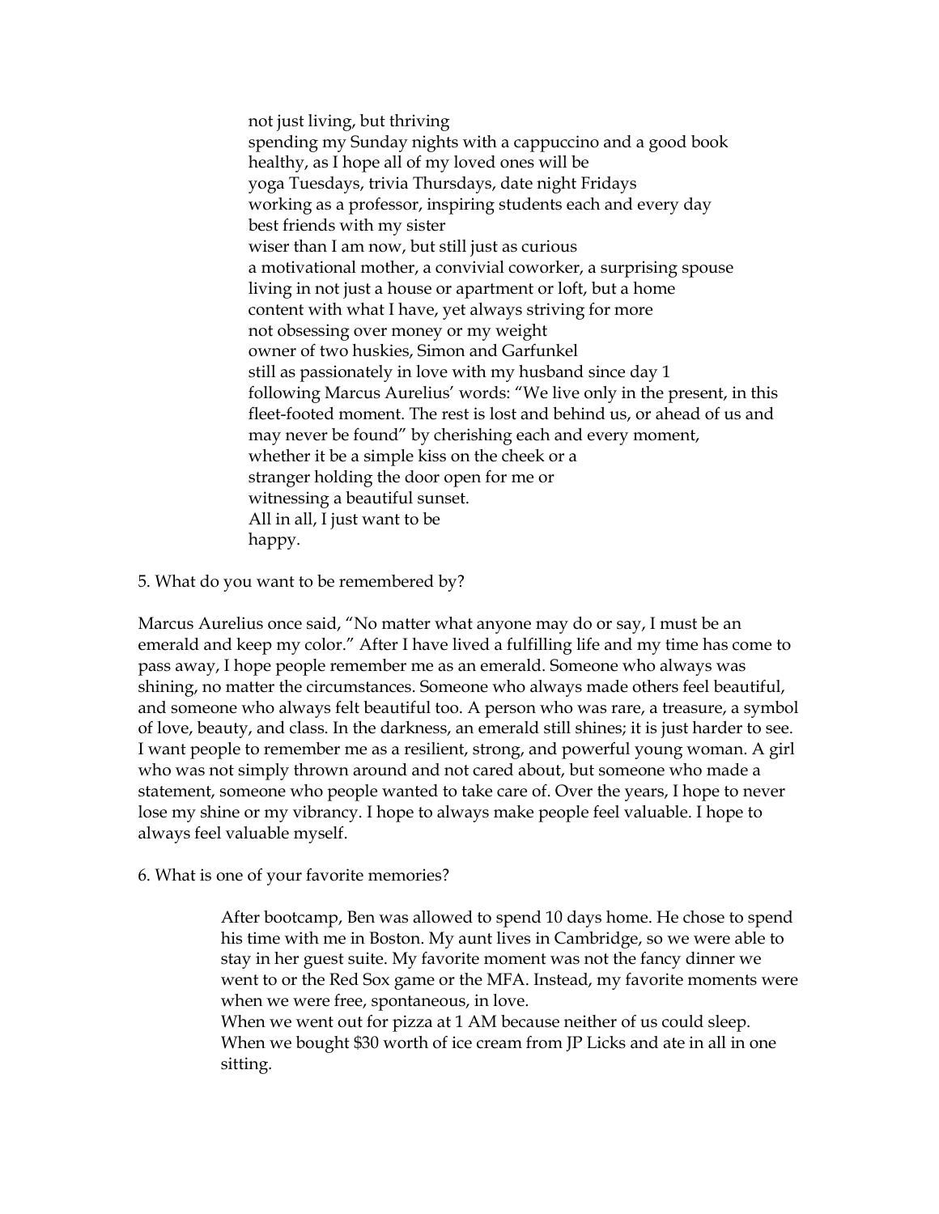not just living, but thriving
spending my Sunday nights with a cappuccino and a good book
healthy, as I hope all of my loved ones will be
yoga Tuesdays, trivia Thursdays, date night Fridays
working as a professor, inspiring students each and every day
best friends with my sister
wiser than I am now, but still just as curious
a motivational mother, a convivial coworker, a surprising spouse
living in not just a house or apartment or loft, but a home
content with what I have, yet always striving for more
not obsessing over money or my weight
owner of two huskies, Simon and Garfunkel
still as passionately in love with my husband since day 1
following Marcus Aurelius' words: "We live only in the present, in this fleet-footed moment. The rest is lost and behind us, or ahead of us and may never be found" by cherishing each and every moment,
whether it be a simple kiss on the cheek or a
stranger holding the door open for me or
witnessing a beautiful sunset.
All in all, I just want to be
happy.

5. What do you want to be remembered by?

Marcus Aurelius once said, "No matter what anyone may do or say, I must be an emerald and keep my color." After I have lived a fulfilling life and my time has come to pass away, I hope people remember me as an emerald. Someone who always was shining, no matter the circumstances. Someone who always made others feel beautiful, and someone who always felt beautiful too. A person who was rare, a treasure, a symbol of love, beauty, and class. In the darkness, an emerald still shines; it is just harder to see. I want people to remember me as a resilient, strong, and powerful young woman. A girl who was not simply thrown around and not cared about, but someone who made a statement, someone who people wanted to take care of. Over the years, I hope to never lose my shine or my vibrancy. I hope to always make people feel valuable. I hope to always feel valuable myself.

6. What is one of your favorite memories?

After bootcamp, Ben was allowed to spend 10 days home. He chose to spend his time with me in Boston. My aunt lives in Cambridge, so we were able to stay in her guest suite. My favorite moment was not the fancy dinner we went to or the Red Sox game or the MFA. Instead, my favorite moments were when we were free, spontaneous, in love.
When we went out for pizza at 1 AM because neither of us could sleep.
When we bought $30 worth of ice cream from JP Licks and ate in all in one sitting.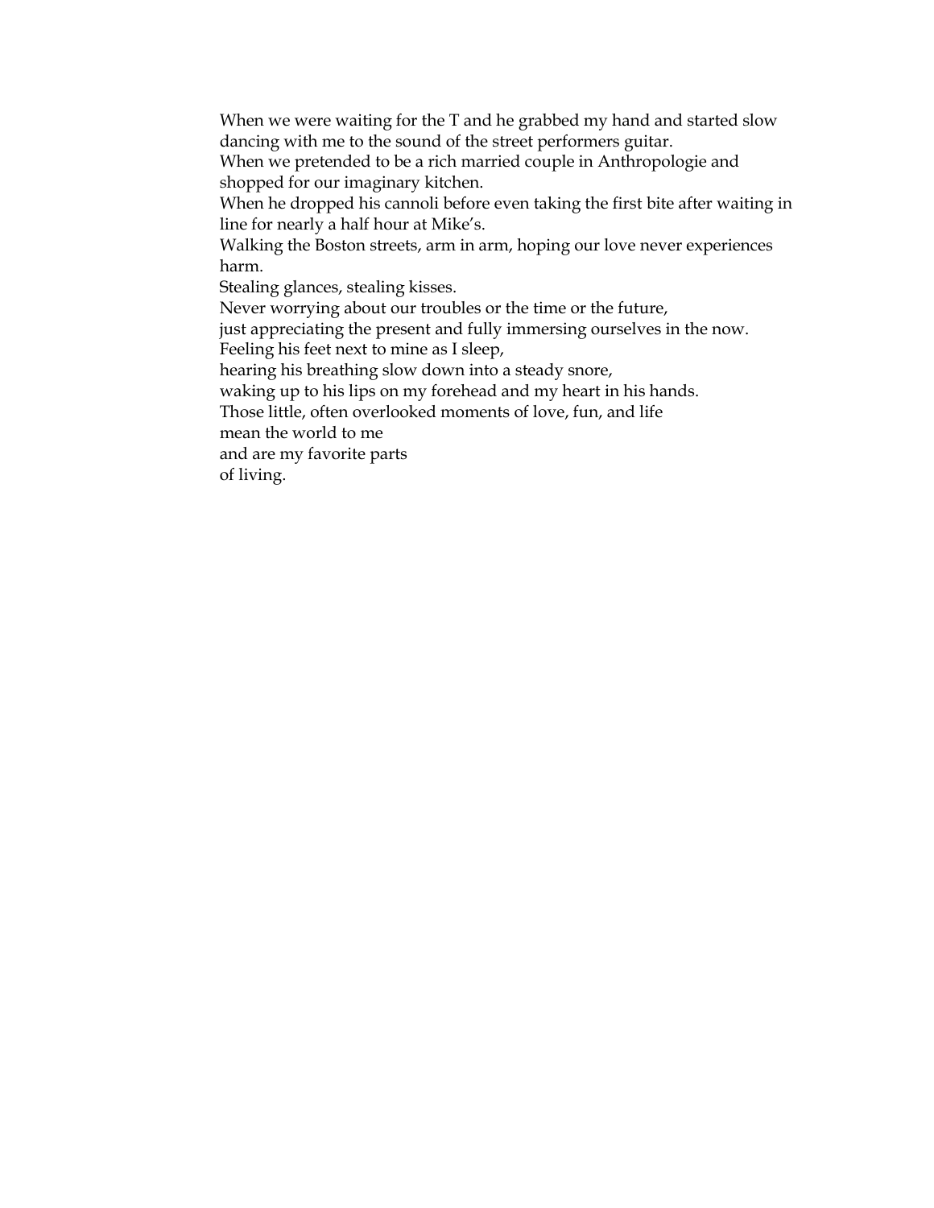When we were waiting for the T and he grabbed my hand and started slow dancing with me to the sound of the street performers guitar.
When we pretended to be a rich married couple in Anthropologie and shopped for our imaginary kitchen.
When he dropped his cannoli before even taking the first bite after waiting in line for nearly a half hour at Mike's.
Walking the Boston streets, arm in arm, hoping our love never experiences harm.
Stealing glances, stealing kisses.
Never worrying about our troubles or the time or the future,
just appreciating the present and fully immersing ourselves in the now.
Feeling his feet next to mine as I sleep,
hearing his breathing slow down into a steady snore,
waking up to his lips on my forehead and my heart in his hands.
Those little, often overlooked moments of love, fun, and life
mean the world to me
and are my favorite parts
of living.